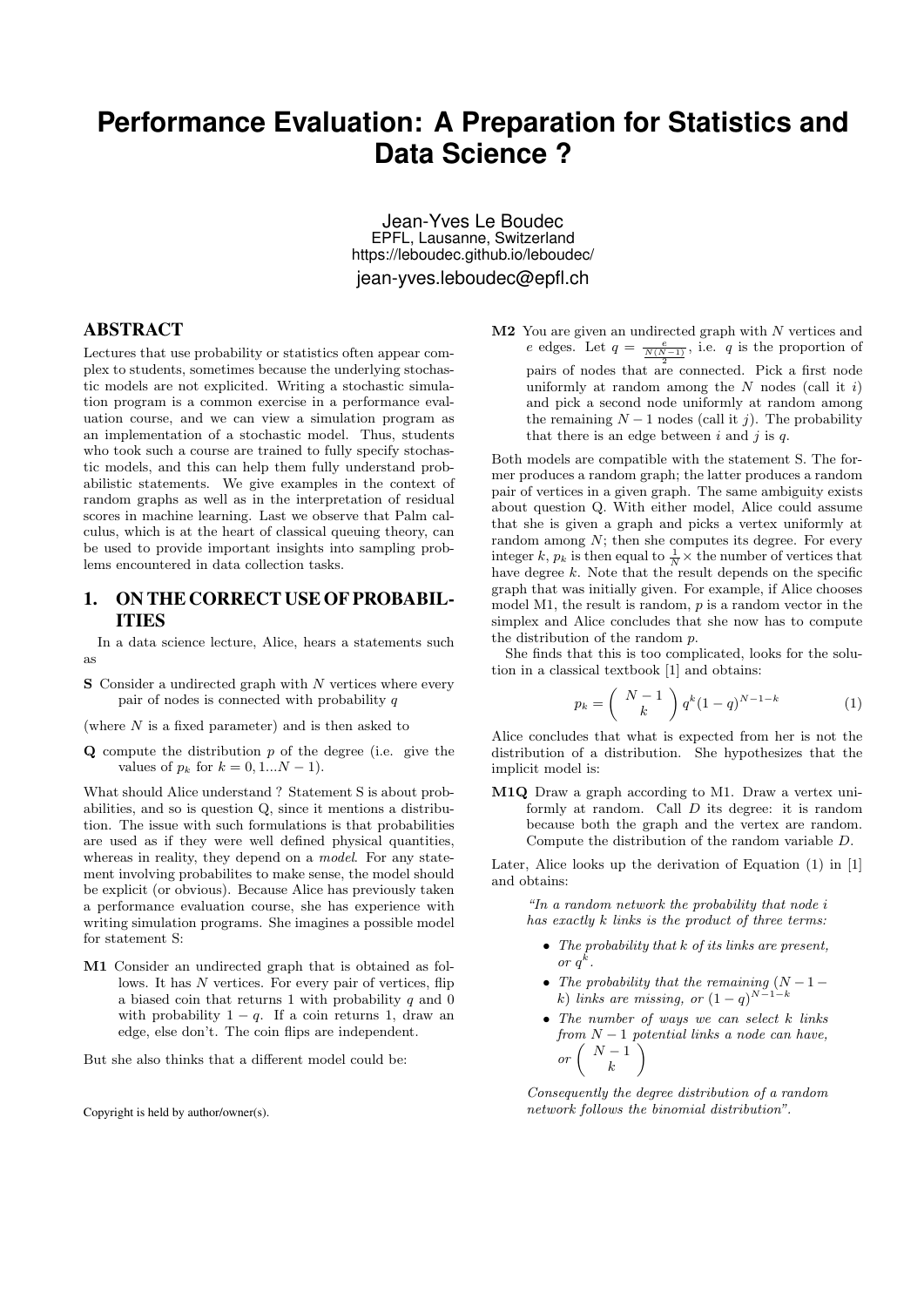# Performance Evaluation: A Preparation for Statistics and Data Science ?

Jean-Yves Le Boudec
EPFL, Lausanne, Switzerland
https://leboudec.github.io/leboudec/
jean-yves.leboudec@epfl.ch

## ABSTRACT

Lectures that use probability or statistics often appear complex to students, sometimes because the underlying stochastic models are not explicited. Writing a stochastic simulation program is a common exercise in a performance evaluation course, and we can view a simulation program as an implementation of a stochastic model. Thus, students who took such a course are trained to fully specify stochastic models, and this can help them fully understand probabilistic statements. We give examples in the context of random graphs as well as in the interpretation of residual scores in machine learning. Last we observe that Palm calculus, which is at the heart of classical queuing theory, can be used to provide important insights into sampling problems encountered in data collection tasks.

## 1. ON THE CORRECT USE OF PROBABILITIES

In a data science lecture, Alice, hears a statements such as

**S** Consider a undirected graph with $N$ vertices where every pair of nodes is connected with probability $q$

(where $N$ is a fixed parameter) and is then asked to

**Q** compute the distribution $p$ of the degree (i.e. give the values of $p_k$ for $k = 0, 1 ... N-1$).

What should Alice understand ? Statement S is about probabilities, and so is question Q, since it mentions a distribution. The issue with such formulations is that probabilities are used as if they were well defined physical quantities, whereas in reality, they depend on a *model*. For any statement involving probabilites to make sense, the model should be explicit (or obvious). Because Alice has previously taken a performance evaluation course, she has experience with writing simulation programs. She imagines a possible model for statement S:

**M1** Consider an undirected graph that is obtained as follows. It has $N$ vertices. For every pair of vertices, flip a biased coin that returns 1 with probability $q$ and 0 with probability $1-q$. If a coin returns 1, draw an edge, else don't. The coin flips are independent.

But she also thinks that a different model could be:

**M2** You are given an undirected graph with $N$ vertices and $e$ edges. Let $q = \frac{e}{\frac{N(N-1)}{2}}$, i.e. $q$ is the proportion of pairs of nodes that are connected. Pick a first node uniformly at random among the $N$ nodes (call it $i$) and pick a second node uniformly at random among the remaining $N-1$ nodes (call it $j$). The probability that there is an edge between $i$ and $j$ is $q$.

Both models are compatible with the statement S. The former produces a random graph; the latter produces a random pair of vertices in a given graph. The same ambiguity exists about question Q. With either model, Alice could assume that she is given a graph and picks a vertex uniformly at random among $N$; then she computes its degree. For every integer $k$, $p_k$ is then equal to $\frac{1}{N}\times$ the number of vertices that have degree $k$. Note that the result depends on the specific graph that was initially given. For example, if Alice chooses model M1, the result is random, $p$ is a random vector in the simplex and Alice concludes that she now has to compute the distribution of the random $p$.

She finds that this is too complicated, looks for the solution in a classical textbook [1] and obtains:

$$p_k = \binom{N-1}{k} q^k (1-q)^{N-1-k} \tag{1}$$

Alice concludes that what is expected from her is not the distribution of a distribution. She hypothesizes that the implicit model is:

**M1Q** Draw a graph according to M1. Draw a vertex uniformly at random. Call $D$ its degree: it is random because both the graph and the vertex are random. Compute the distribution of the random variable $D$.

Later, Alice looks up the derivation of Equation (1) in [1] and obtains:

> *"In a random network the probability that node $i$ has exactly $k$ links is the product of three terms:*
>
> - *The probability that $k$ of its links are present, or $q^k$.*
> - *The probability that the remaining $(N-1-k)$ links are missing, or $(1-q)^{N-1-k}$*
> - *The number of ways we can select $k$ links from $N-1$ potential links a node can have, or $\binom{N-1}{k}$*
>
> *Consequently the degree distribution of a random network follows the binomial distribution".*

Copyright is held by author/owner(s).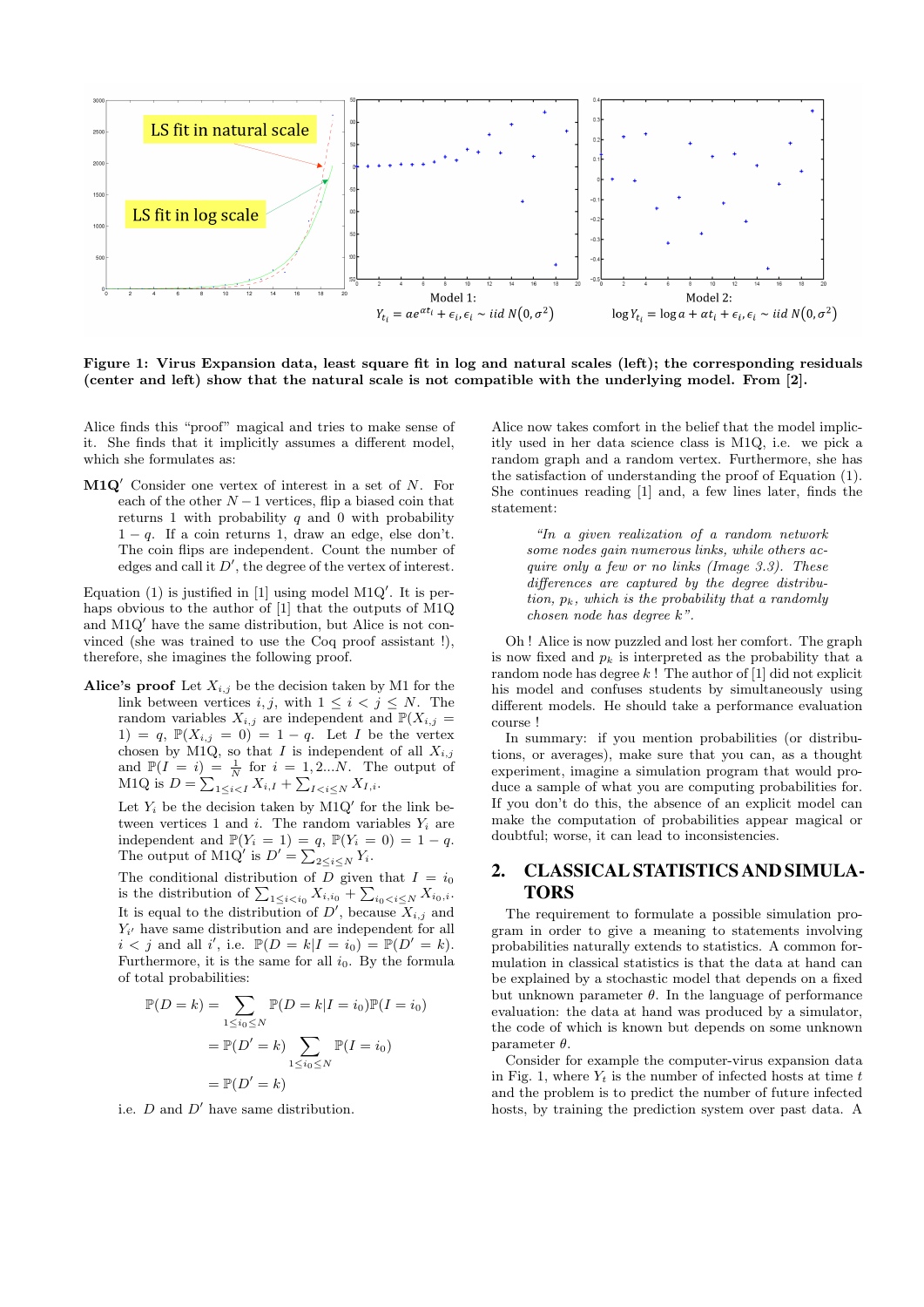Model 1:
$Y_{t_i} = ae^{\alpha t_i} + \epsilon_i, \epsilon_i \sim iid\ N(0, \sigma^2)$

Model 2:
$\log Y_{t_i} = \log a + \alpha t_i + \epsilon_i, \epsilon_i \sim iid\ N(0, \sigma^2)$

**Figure 1: Virus Expansion data, least square fit in log and natural scales (left); the corresponding residuals (center and left) show that the natural scale is not compatible with the underlying model. From [2].**

Alice finds this "proof" magical and tries to make sense of it. She finds that it implicitly assumes a different model, which she formulates as:

**M1Q$'$** Consider one vertex of interest in a set of $N$. For each of the other $N-1$ vertices, flip a biased coin that returns 1 with probability $q$ and 0 with probability $1-q$. If a coin returns 1, draw an edge, else don't. The coin flips are independent. Count the number of edges and call it $D'$, the degree of the vertex of interest.

Equation (1) is justified in [1] using model M1Q$'$. It is perhaps obvious to the author of [1] that the outputs of M1Q and M1Q$'$ have the same distribution, but Alice is not convinced (she was trained to use the Coq proof assistant !), therefore, she imagines the following proof.

**Alice's proof** Let $X_{i,j}$ be the decision taken by M1 for the link between vertices $i, j$, with $1 \leq i < j \leq N$. The random variables $X_{i,j}$ are independent and $\mathbb{P}(X_{i,j} = 1) = q$, $\mathbb{P}(X_{i,j} = 0) = 1 - q$. Let $I$ be the vertex chosen by M1Q, so that $I$ is independent of all $X_{i,j}$ and $\mathbb{P}(I = i) = \frac{1}{N}$ for $i = 1, 2...N$. The output of M1Q is $D = \sum_{1 \leq i < I} X_{i,I} + \sum_{I < i \leq N} X_{I,i}$.

Let $Y_i$ be the decision taken by M1Q$'$ for the link between vertices 1 and $i$. The random variables $Y_i$ are independent and $\mathbb{P}(Y_i = 1) = q$, $\mathbb{P}(Y_i = 0) = 1 - q$. The output of M1Q$'$ is $D' = \sum_{2 \leq i \leq N} Y_i$.

The conditional distribution of $D$ given that $I = i_0$ is the distribution of $\sum_{1 \leq i < i_0} X_{i,i_0} + \sum_{i_0 < i \leq N} X_{i_0,i}$. It is equal to the distribution of $D'$, because $X_{i,j}$ and $Y_{i'}$ have same distribution and are independent for all $i < j$ and all $i'$, i.e. $\mathbb{P}(D = k | I = i_0) = \mathbb{P}(D' = k)$. Furthermore, it is the same for all $i_0$. By the formula of total probabilities:

$$\begin{aligned}
\mathbb{P}(D = k) &= \sum_{1 \leq i_0 \leq N} \mathbb{P}(D = k | I = i_0)\mathbb{P}(I = i_0) \\
&= \mathbb{P}(D' = k) \sum_{1 \leq i_0 \leq N} \mathbb{P}(I = i_0) \\
&= \mathbb{P}(D' = k)
\end{aligned}$$

i.e. $D$ and $D'$ have same distribution.

Alice now takes comfort in the belief that the model implicitly used in her data science class is M1Q, i.e. we pick a random graph and a random vertex. Furthermore, she has the satisfaction of understanding the proof of Equation (1). She continues reading [1] and, a few lines later, finds the statement:

> *"In a given realization of a random network some nodes gain numerous links, while others acquire only a few or no links (Image 3.3). These differences are captured by the degree distribution, $p_k$, which is the probability that a randomly chosen node has degree $k$".*

Oh ! Alice is now puzzled and lost her comfort. The graph is now fixed and $p_k$ is interpreted as the probability that a random node has degree $k$ ! The author of [1] did not explicit his model and confuses students by simultaneously using different models. He should take a performance evaluation course !

In summary: if you mention probabilities (or distributions, or averages), make sure that you can, as a thought experiment, imagine a simulation program that would produce a sample of what you are computing probabilities for. If you don't do this, the absence of an explicit model can make the computation of probabilities appear magical or doubtful; worse, it can lead to inconsistencies.

## 2. CLASSICAL STATISTICS AND SIMULATORS

The requirement to formulate a possible simulation program in order to give a meaning to statements involving probabilities naturally extends to statistics. A common formulation in classical statistics is that the data at hand can be explained by a stochastic model that depends on a fixed but unknown parameter $\theta$. In the language of performance evaluation: the data at hand was produced by a simulator, the code of which is known but depends on some unknown parameter $\theta$.

Consider for example the computer-virus expansion data in Fig. 1, where $Y_t$ is the number of infected hosts at time $t$ and the problem is to predict the number of future infected hosts, by training the prediction system over past data. A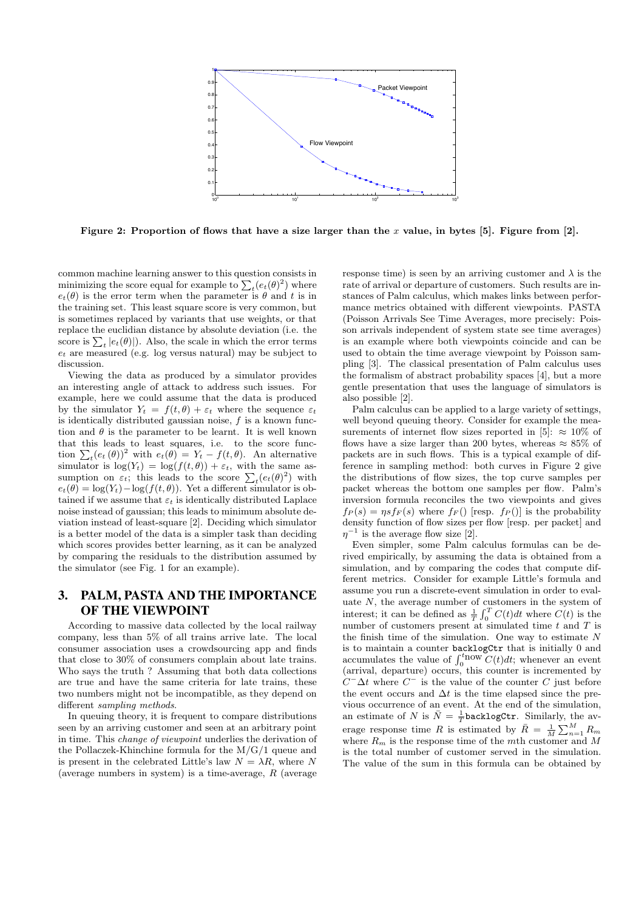Figure 2: Proportion of flows that have a size larger than the $x$ value, in bytes [5]. Figure from [2].

common machine learning answer to this question consists in minimizing the score equal for example to $\sum_t (e_t(\theta)^2)$ where $e_t(\theta)$ is the error term when the parameter is $\theta$ and $t$ is in the training set. This least square score is very common, but is sometimes replaced by variants that use weights, or that replace the euclidian distance by absolute deviation (i.e. the score is $\sum_t |e_t(\theta)|$). Also, the scale in which the error terms $e_t$ are measured (e.g. log versus natural) may be subject to discussion.

Viewing the data as produced by a simulator provides an interesting angle of attack to address such issues. For example, here we could assume that the data is produced by the simulator $Y_t = f(t, \theta) + \varepsilon_t$ where the sequence $\varepsilon_t$ is identically distributed gaussian noise, $f$ is a known function and $\theta$ is the parameter to be learnt. It is well known that this leads to least squares, i.e. to the score function $\sum_t (e_t(\theta))^2$ with $e_t(\theta) = Y_t - f(t, \theta)$. An alternative simulator is $\log(Y_t) = \log(f(t, \theta)) + \varepsilon_t$, with the same assumption on $\varepsilon_t$; this leads to the score $\sum_t (e_t(\theta)^2)$ with $e_t(\theta) = \log(Y_t) - \log(f(t, \theta))$. Yet a different simulator is obtained if we assume that $\varepsilon_t$ is identically distributed Laplace noise instead of gaussian; this leads to minimum absolute deviation instead of least-square [2]. Deciding which simulator is a better model of the data is a simpler task than deciding which scores provides better learning, as it can be analyzed by comparing the residuals to the distribution assumed by the simulator (see Fig. 1 for an example).

## 3. PALM, PASTA AND THE IMPORTANCE OF THE VIEWPOINT

According to massive data collected by the local railway company, less than 5% of all trains arrive late. The local consumer association uses a crowdsourcing app and finds that close to 30% of consumers complain about late trains. Who says the truth ? Assuming that both data collections are true and have the same criteria for late trains, these two numbers might not be incompatible, as they depend on different *sampling methods*.

In queuing theory, it is frequent to compare distributions seen by an arriving customer and seen at an arbitrary point in time. This *change of viewpoint* underlies the derivation of the Pollaczek-Khinchine formula for the M/G/1 queue and is present in the celebrated Little's law $N = \lambda R$, where $N$ (average numbers in system) is a time-average, $R$ (average response time) is seen by an arriving customer and $\lambda$ is the rate of arrival or departure of customers. Such results are instances of Palm calculus, which makes links between performance metrics obtained with different viewpoints. PASTA (Poisson Arrivals See Time Averages, more precisely: Poisson arrivals independent of system state see time averages) is an example where both viewpoints coincide and can be used to obtain the time average viewpoint by Poisson sampling [3]. The classical presentation of Palm calculus uses the formalism of abstract probability spaces [4], but a more gentle presentation that uses the language of simulators is also possible [2].

Palm calculus can be applied to a large variety of settings, well beyond queuing theory. Consider for example the measurements of internet flow sizes reported in [5]: $\approx 10\%$ of flows have a size larger than 200 bytes, whereas $\approx 85\%$ of packets are in such flows. This is a typical example of difference in sampling method: both curves in Figure 2 give the distributions of flow sizes, the top curve samples per packet whereas the bottom one samples per flow. Palm's inversion formula reconciles the two viewpoints and gives $f_P(s) = \eta s f_F(s)$ where $f_F()$ [resp. $f_P()$] is the probability density function of flow sizes per flow [resp. per packet] and $\eta^{-1}$ is the average flow size [2].

Even simpler, some Palm calculus formulas can be derived empirically, by assuming the data is obtained from a simulation, and by comparing the codes that compute different metrics. Consider for example Little's formula and assume you run a discrete-event simulation in order to evaluate $N$, the average number of customers in the system of interest; it can be defined as $\frac{1}{T}\int_0^T C(t)dt$ where $C(t)$ is the number of customers present at simulated time $t$ and $T$ is the finish time of the simulation. One way to estimate $N$ is to maintain a counter `backlogCtr` that is initially 0 and accumulates the value of $\int_0^{t\text{now}} C(t)dt$; whenever an event (arrival, departure) occurs, this counter is incremented by $C^-\Delta t$ where $C^-$ is the value of the counter $C$ just before the event occurs and $\Delta t$ is the time elapsed since the previous occurrence of an event. At the end of the simulation, an estimate of $N$ is $\bar{N} = \frac{1}{T}$`backlogCtr`. Similarly, the average response time $R$ is estimated by $\bar{R} = \frac{1}{M}\sum_{n=1}^{M} R_m$ where $R_m$ is the response time of the $m$th customer and $M$ is the total number of customer served in the simulation. The value of the sum in this formula can be obtained by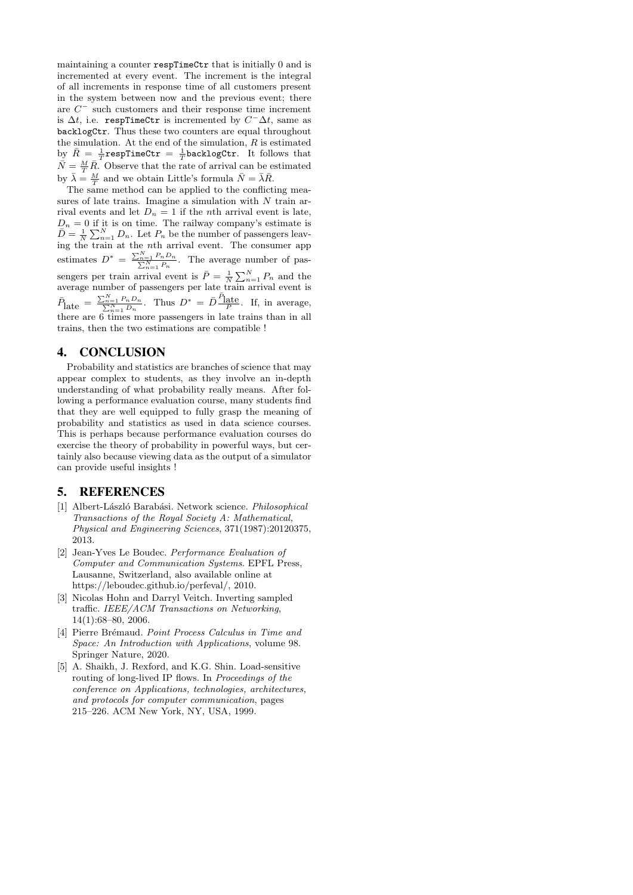maintaining a counter `respTimeCtr` that is initially 0 and is incremented at every event. The increment is the integral of all increments in response time of all customers present in the system between now and the previous event; there are $C^-$ such customers and their response time increment is $\Delta t$, i.e. `respTimeCtr` is incremented by $C^- \Delta t$, same as `backlogCtr`. Thus these two counters are equal throughout the simulation. At the end of the simulation, $R$ is estimated by $\bar{R} = \frac{1}{T}\texttt{respTimeCtr} = \frac{1}{T}\texttt{backlogCtr}$. It follows that $\bar{N} = \frac{M}{T}\bar{R}$. Observe that the rate of arrival can be estimated by $\bar{\lambda} = \frac{M}{T}$ and we obtain Little's formula $\bar{N} = \bar{\lambda}\bar{R}$.

The same method can be applied to the conflicting measures of late trains. Imagine a simulation with $N$ train arrival events and let $D_n = 1$ if the $n$th arrival event is late, $D_n = 0$ if it is on time. The railway company's estimate is $\bar{D} = \frac{1}{N}\sum_{n=1}^{N} D_n$. Let $P_n$ be the number of passengers leaving the train at the $n$th arrival event. The consumer app estimates $D^* = \frac{\sum_{n=1}^{N} P_n D_n}{\sum_{n=1}^{N} P_n}$. The average number of passengers per train arrival event is $\bar{P} = \frac{1}{N}\sum_{n=1}^{N} P_n$ and the average number of passengers per late train arrival event is $\bar{P}_{\text{late}} = \frac{\sum_{n=1}^{N} P_n D_n}{\sum_{n=1}^{N} D_n}$. Thus $D^* = \bar{D}\frac{\bar{P}_{\text{late}}}{\bar{P}}$. If, in average, there are 6 times more passengers in late trains than in all trains, then the two estimations are compatible !

# 4. CONCLUSION

Probability and statistics are branches of science that may appear complex to students, as they involve an in-depth understanding of what probability really means. After following a performance evaluation course, many students find that they are well equipped to fully grasp the meaning of probability and statistics as used in data science courses. This is perhaps because performance evaluation courses do exercise the theory of probability in powerful ways, but certainly also because viewing data as the output of a simulator can provide useful insights !

# 5. REFERENCES

[1] Albert-László Barabási. Network science. *Philosophical Transactions of the Royal Society A: Mathematical, Physical and Engineering Sciences*, 371(1987):20120375, 2013.

[2] Jean-Yves Le Boudec. *Performance Evaluation of Computer and Communication Systems*. EPFL Press, Lausanne, Switzerland, also available online at https://leboudec.github.io/perfeval/, 2010.

[3] Nicolas Hohn and Darryl Veitch. Inverting sampled traffic. *IEEE/ACM Transactions on Networking*, 14(1):68–80, 2006.

[4] Pierre Brémaud. *Point Process Calculus in Time and Space: An Introduction with Applications*, volume 98. Springer Nature, 2020.

[5] A. Shaikh, J. Rexford, and K.G. Shin. Load-sensitive routing of long-lived IP flows. In *Proceedings of the conference on Applications, technologies, architectures, and protocols for computer communication*, pages 215–226. ACM New York, NY, USA, 1999.